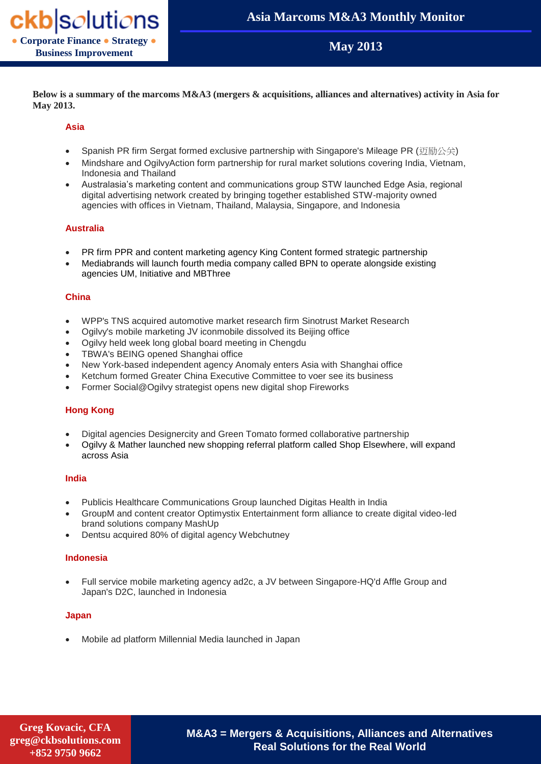# Asia Marcoms M&A3 Monthly Monitor

## May 2013

**Below is a summary of the marcoms M&A3 (mergers & acquisitions, alliances and alternatives) activity in Asia for May 2013.**

### Asia

- Spanish PR firm Sergat formed exclusive partnership with Singapore's Mileage PR (迈励公关)
- Mindshare and OgilvyAction form partnership for rural market solutions covering India, Vietnam, Indonesia and Thailand
- Australasia's marketing content and communications group STW launched Edge Asia, regional digital advertising network created by bringing together established STW-majority owned agencies with offices in Vietnam, Thailand, Malaysia, Singapore, and Indonesia

### Australia

- PR firm PPR and content marketing agency King Content formed strategic partnership
- Mediabrands will launch fourth media company called BPN to operate alongside existing agencies UM, Initiative and MBThree

### China

- WPP's TNS acquired automotive market research firm Sinotrust Market Research
- Ogilvy's mobile marketing JV iconmobile dissolved its Beijing office
- Ogilvy held week long global board meeting in Chengdu
- TBWA's BEING opened Shanghai office
- New York-based independent agency Anomaly enters Asia with Shanghai office
- Ketchum formed Greater China Executive Committee to voer see its business
- Former Social@Ogilvy strategist opens new digital shop Fireworks

### Hong Kong

- Digital agencies Designercity and Green Tomato formed collaborative partnership
- Ogilvy & Mather launched new shopping referral platform called Shop Elsewhere, will expand across Asia

### India

- Publicis Healthcare Communications Group launched Digitas Health in India
- GroupM and content creator Optimystix Entertainment form alliance to create digital video-led brand solutions company MashUp
- Dentsu acquired 80% of digital agency Webchutney

### Indonesia

- Full service mobile marketing agency ad2c, a JV between Singapore-HQ'd Affle Group and Japan's D2C, launched in Indonesia

### Japan

- Mobile ad platform Millennial Media launched in Japan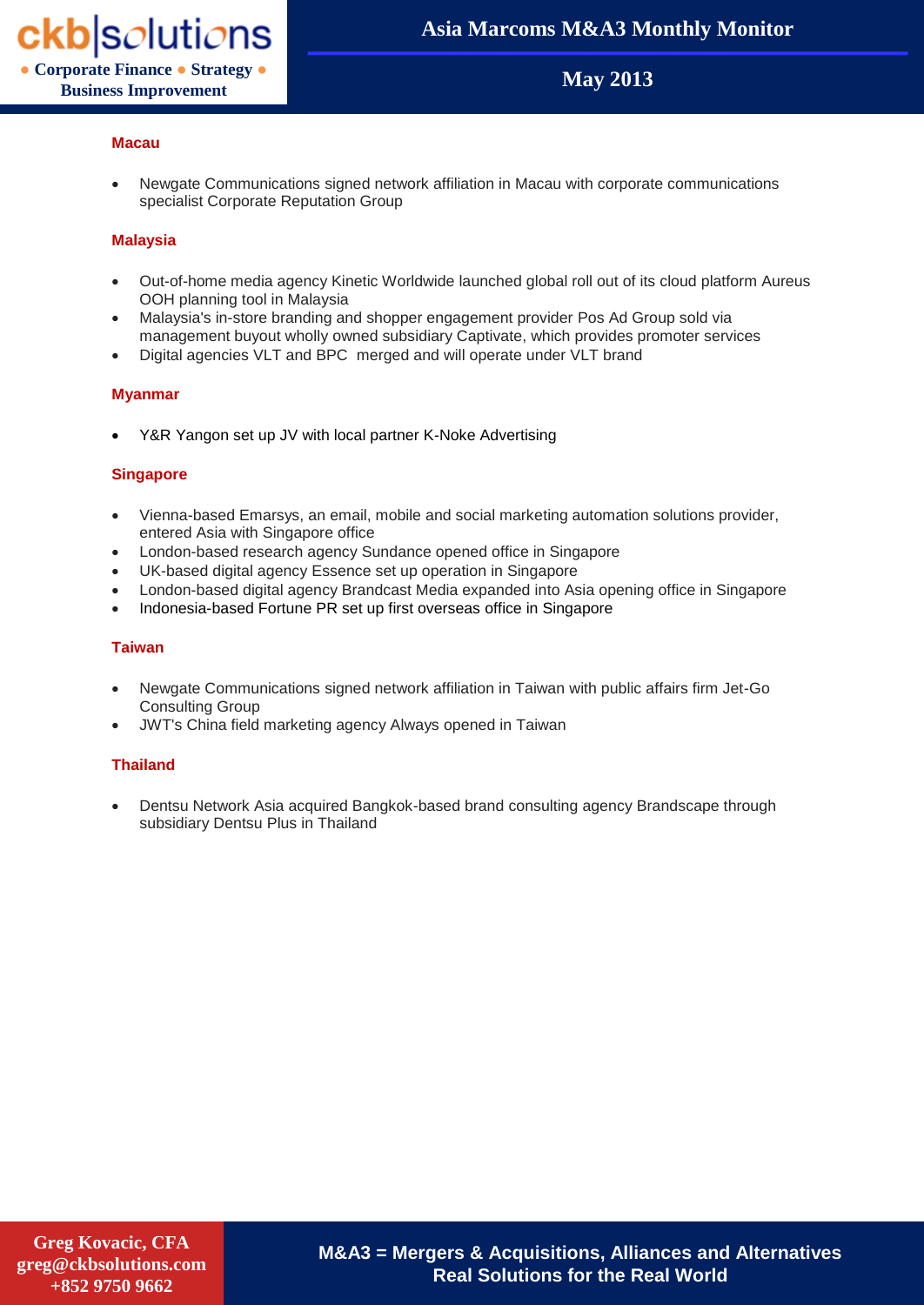## Macau

- Newgate Communications signed network affiliation in Macau with corporate communications specialist Corporate Reputation Group

## Malaysia

- Out-of-home media agency Kinetic Worldwide launched global roll out of its cloud platform Aureus OOH planning tool in Malaysia
- Malaysia's in-store branding and shopper engagement provider Pos Ad Group sold via management buyout wholly owned subsidiary Captivate, which provides promoter services
- Digital agencies VLT and BPC merged and will operate under VLT brand

## Myanmar

- Y&R Yangon set up JV with local partner K-Noke Advertising

## Singapore

- Vienna-based Emarsys, an email, mobile and social marketing automation solutions provider, entered Asia with Singapore office
- London-based research agency Sundance opened office in Singapore
- UK-based digital agency Essence set up operation in Singapore
- London-based digital agency Brandcast Media expanded into Asia opening office in Singapore
- Indonesia-based Fortune PR set up first overseas office in Singapore

## Taiwan

- Newgate Communications signed network affiliation in Taiwan with public affairs firm Jet-Go Consulting Group
- JWT's China field marketing agency Always opened in Taiwan

## Thailand

- Dentsu Network Asia acquired Bangkok-based brand consulting agency Brandscape through subsidiary Dentsu Plus in Thailand